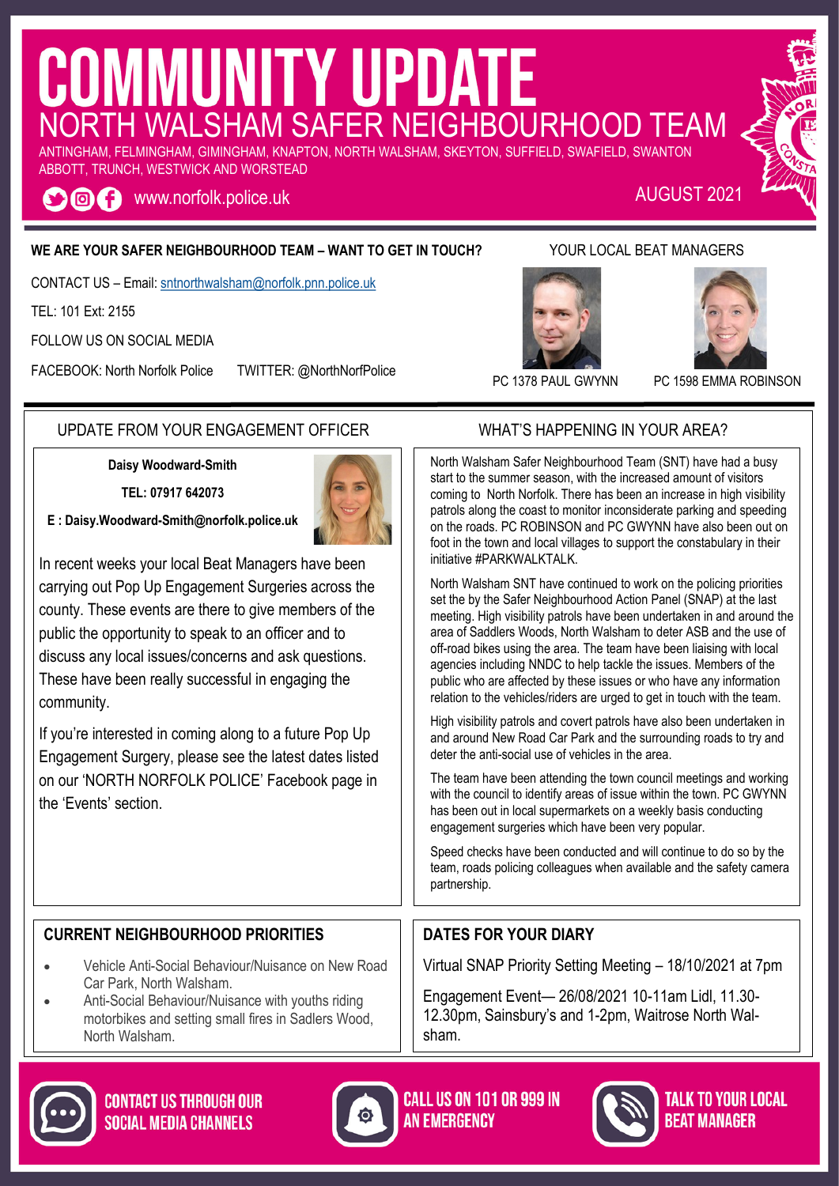# COMMUNITY UPDATE

## NORTH WALSHAM SAFER NEIGHBOURHOOD TEAM

ANTINGHAM, FELMINGHAM, GIMINGHAM, KNAPTON, NORTH WALSHAM, SKEYTON, SUFFIELD, SWAFIELD, SWANTON ABBOTT, TRUNCH, WESTWICK AND WORSTEAD

www.norfolk.police.uk

AUGUST 2021

**WE ARE YOUR SAFER NEIGHBOURHOOD TEAM – WANT TO GET IN TOUCH?**

CONTACT US – Email: sntnorthwalsham@norfolk.pnn.police.uk

TEL: 101 Ext: 2155

FOLLOW US ON SOCIAL MEDIA

FACEBOOK: North Norfolk Police TWITTER: @NorthNorfPolice

YOUR LOCAL BEAT MANAGERS

PC 1378 PAUL GWYNN

PC 1598 EMMA ROBINSON

## UPDATE FROM YOUR ENGAGEMENT OFFICER

**Daisy Woodward-Smith**

**TEL: 07917 642073**

**E : Daisy.Woodward-Smith@norfolk.police.uk**

In recent weeks your local Beat Managers have been carrying out Pop Up Engagement Surgeries across the county. These events are there to give members of the public the opportunity to speak to an officer and to discuss any local issues/concerns and ask questions. These have been really successful in engaging the community.

If you're interested in coming along to a future Pop Up Engagement Surgery, please see the latest dates listed on our 'NORTH NORFOLK POLICE' Facebook page in the 'Events' section.

## WHAT'S HAPPENING IN YOUR AREA?

North Walsham Safer Neighbourhood Team (SNT) have had a busy start to the summer season, with the increased amount of visitors coming to North Norfolk. There has been an increase in high visibility patrols along the coast to monitor inconsiderate parking and speeding on the roads. PC ROBINSON and PC GWYNN have also been out on foot in the town and local villages to support the constabulary in their initiative #PARKWALKTALK.

North Walsham SNT have continued to work on the policing priorities set the by the Safer Neighbourhood Action Panel (SNAP) at the last meeting. High visibility patrols have been undertaken in and around the area of Saddlers Woods, North Walsham to deter ASB and the use of off-road bikes using the area. The team have been liaising with local agencies including NNDC to help tackle the issues. Members of the public who are affected by these issues or who have any information relation to the vehicles/riders are urged to get in touch with the team.

High visibility patrols and covert patrols have also been undertaken in and around New Road Car Park and the surrounding roads to try and deter the anti-social use of vehicles in the area.

The team have been attending the town council meetings and working with the council to identify areas of issue within the town. PC GWYNN has been out in local supermarkets on a weekly basis conducting engagement surgeries which have been very popular.

Speed checks have been conducted and will continue to do so by the team, roads policing colleagues when available and the safety camera partnership.

## CURRENT NEIGHBOURHOOD PRIORITIES

- Vehicle Anti-Social Behaviour/Nuisance on New Road Car Park, North Walsham.
- Anti-Social Behaviour/Nuisance with youths riding motorbikes and setting small fires in Sadlers Wood, North Walsham.

## DATES FOR YOUR DIARY

Virtual SNAP Priority Setting Meeting – 18/10/2021 at 7pm

Engagement Event— 26/08/2021 10-11am Lidl, 11.30-12.30pm, Sainsbury's and 1-2pm, Waitrose North Walsham.

**CONTACT US THROUGH OUR SOCIAL MEDIA CHANNELS**

**CALL US ON 101 OR 999 IN AN EMERGENCY**

**TALK TO YOUR LOCAL BEAT MANAGER**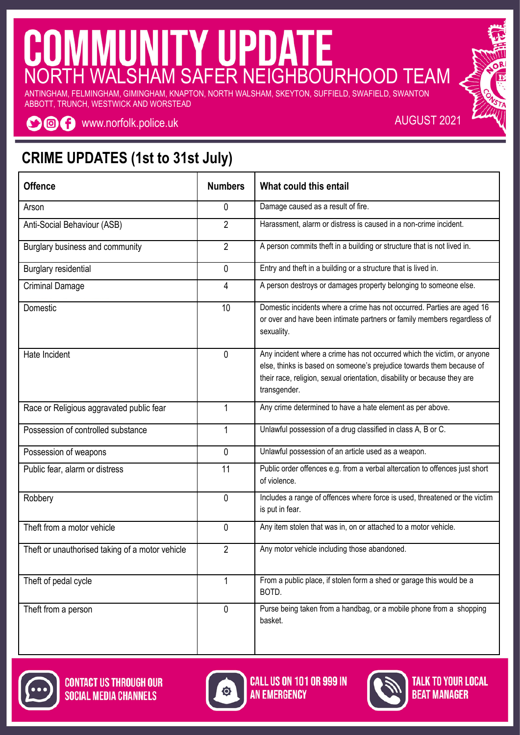# COMMUNITY UPDATE

## NORTH WALSHAM SAFER NEIGHBOURHOOD TEAM

ANTINGHAM, FELMINGHAM, GIMINGHAM, KNAPTON, NORTH WALSHAM, SKEYTON, SUFFIELD, SWAFIELD, SWANTON ABBOTT, TRUNCH, WESTWICK AND WORSTEAD

www.norfolk.police.uk

AUGUST 2021

## CRIME UPDATES (1st to 31st July)

| Offence | Numbers | What could this entail |
|---|---|---|
| Arson | 0 | Damage caused as a result of fire. |
| Anti-Social Behaviour (ASB) | 2 | Harassment, alarm or distress is caused in a non-crime incident. |
| Burglary business and community | 2 | A person commits theft in a building or structure that is not lived in. |
| Burglary residential | 0 | Entry and theft in a building or a structure that is lived in. |
| Criminal Damage | 4 | A person destroys or damages property belonging to someone else. |
| Domestic | 10 | Domestic incidents where a crime has not occurred. Parties are aged 16 or over and have been intimate partners or family members regardless of sexuality. |
| Hate Incident | 0 | Any incident where a crime has not occurred which the victim, or anyone else, thinks is based on someone's prejudice towards them because of their race, religion, sexual orientation, disability or because they are transgender. |
| Race or Religious aggravated public fear | 1 | Any crime determined to have a hate element as per above. |
| Possession of controlled substance | 1 | Unlawful possession of a drug classified in class A, B or C. |
| Possession of weapons | 0 | Unlawful possession of an article used as a weapon. |
| Public fear, alarm or distress | 11 | Public order offences e.g. from a verbal altercation to offences just short of violence. |
| Robbery | 0 | Includes a range of offences where force is used, threatened or the victim is put in fear. |
| Theft from a motor vehicle | 0 | Any item stolen that was in, on or attached to a motor vehicle. |
| Theft or unauthorised taking of a motor vehicle | 2 | Any motor vehicle including those abandoned. |
| Theft of pedal cycle | 1 | From a public place, if stolen form a shed or garage this would be a BOTD. |
| Theft from a person | 0 | Purse being taken from a handbag, or a mobile phone from a shopping basket. |

CONTACT US THROUGH OUR SOCIAL MEDIA CHANNELS

CALL US ON 101 OR 999 IN AN EMERGENCY

TALK TO YOUR LOCAL BEAT MANAGER